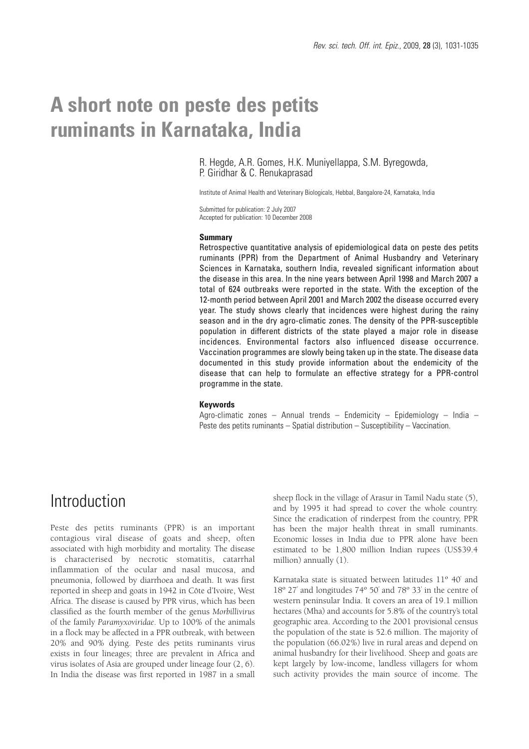# A short note on peste des petits ruminants in Karnataka, India

R. Hegde, A.R. Gomes, H.K. Muniyellappa, S.M. Byregowda, P. Giridhar & C. Renukaprasad

Institute of Animal Health and Veterinary Biologicals, Hebbal, Bangalore-24, Karnataka, India

Submitted for publication: 2 July 2007
Accepted for publication: 10 December 2008

### Summary

Retrospective quantitative analysis of epidemiological data on peste des petits ruminants (PPR) from the Department of Animal Husbandry and Veterinary Sciences in Karnataka, southern India, revealed significant information about the disease in this area. In the nine years between April 1998 and March 2007 a total of 624 outbreaks were reported in the state. With the exception of the 12-month period between April 2001 and March 2002 the disease occurred every year. The study shows clearly that incidences were highest during the rainy season and in the dry agro-climatic zones. The density of the PPR-susceptible population in different districts of the state played a major role in disease incidences. Environmental factors also influenced disease occurrence. Vaccination programmes are slowly being taken up in the state. The disease data documented in this study provide information about the endemicity of the disease that can help to formulate an effective strategy for a PPR-control programme in the state.

### Keywords

Agro-climatic zones – Annual trends – Endemicity – Epidemiology – India – Peste des petits ruminants – Spatial distribution – Susceptibility – Vaccination.

## Introduction

Peste des petits ruminants (PPR) is an important contagious viral disease of goats and sheep, often associated with high morbidity and mortality. The disease is characterised by necrotic stomatitis, catarrhal inflammation of the ocular and nasal mucosa, and pneumonia, followed by diarrhoea and death. It was first reported in sheep and goats in 1942 in Côte d'Ivoire, West Africa. The disease is caused by PPR virus, which has been classified as the fourth member of the genus *Morbillivirus* of the family *Paramyxoviridae*. Up to 100% of the animals in a flock may be affected in a PPR outbreak, with between 20% and 90% dying. Peste des petits ruminants virus exists in four lineages; three are prevalent in Africa and virus isolates of Asia are grouped under lineage four (2, 6). In India the disease was first reported in 1987 in a small sheep flock in the village of Arasur in Tamil Nadu state (5), and by 1995 it had spread to cover the whole country. Since the eradication of rinderpest from the country, PPR has been the major health threat in small ruminants. Economic losses in India due to PPR alone have been estimated to be 1,800 million Indian rupees (US$39.4 million) annually (1).

Karnataka state is situated between latitudes 11° 40′ and 18° 27′ and longitudes 74° 50′ and 78° 33′ in the centre of western peninsular India. It covers an area of 19.1 million hectares (Mha) and accounts for 5.8% of the country's total geographic area. According to the 2001 provisional census the population of the state is 52.6 million. The majority of the population (66.02%) live in rural areas and depend on animal husbandry for their livelihood. Sheep and goats are kept largely by low-income, landless villagers for whom such activity provides the main source of income. The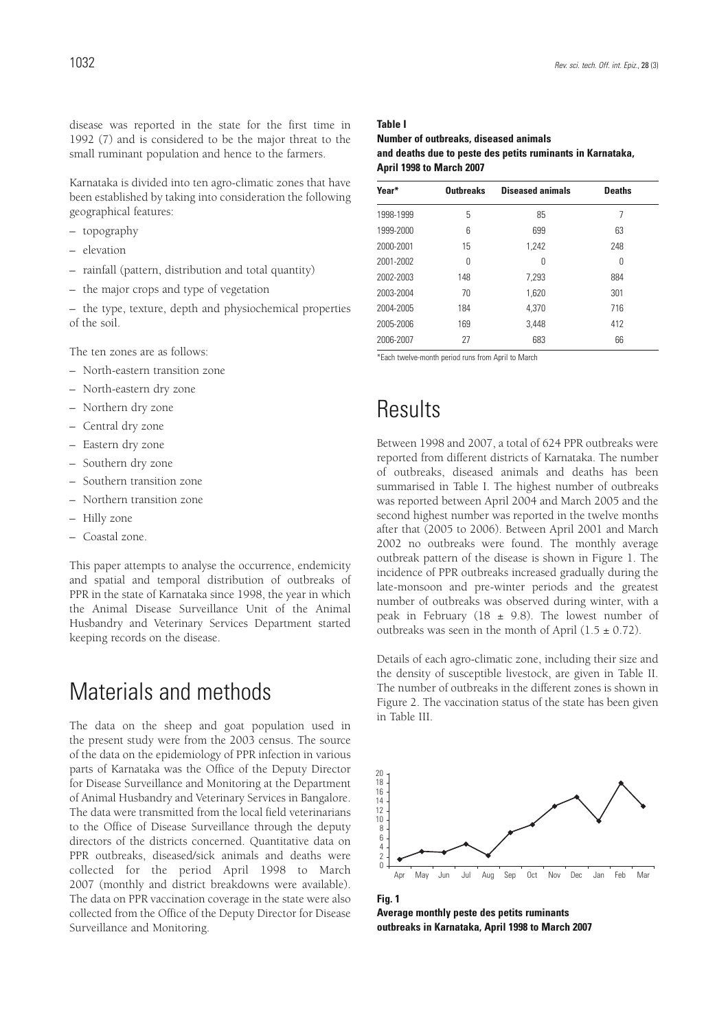disease was reported in the state for the first time in 1992 (7) and is considered to be the major threat to the small ruminant population and hence to the farmers.

Karnataka is divided into ten agro-climatic zones that have been established by taking into consideration the following geographical features:

– topography
– elevation
– rainfall (pattern, distribution and total quantity)
– the major crops and type of vegetation
– the type, texture, depth and physiochemical properties of the soil.

The ten zones are as follows:

– North-eastern transition zone
– North-eastern dry zone
– Northern dry zone
– Central dry zone
– Eastern dry zone
– Southern dry zone
– Southern transition zone
– Northern transition zone
– Hilly zone
– Coastal zone.

This paper attempts to analyse the occurrence, endemicity and spatial and temporal distribution of outbreaks of PPR in the state of Karnataka since 1998, the year in which the Animal Disease Surveillance Unit of the Animal Husbandry and Veterinary Services Department started keeping records on the disease.

# Materials and methods

The data on the sheep and goat population used in the present study were from the 2003 census. The source of the data on the epidemiology of PPR infection in various parts of Karnataka was the Office of the Deputy Director for Disease Surveillance and Monitoring at the Department of Animal Husbandry and Veterinary Services in Bangalore. The data were transmitted from the local field veterinarians to the Office of Disease Surveillance through the deputy directors of the districts concerned. Quantitative data on PPR outbreaks, diseased/sick animals and deaths were collected for the period April 1998 to March 2007 (monthly and district breakdowns were available). The data on PPR vaccination coverage in the state were also collected from the Office of the Deputy Director for Disease Surveillance and Monitoring.

**Table I**
**Number of outbreaks, diseased animals and deaths due to peste des petits ruminants in Karnataka, April 1998 to March 2007**

| Year* | Outbreaks | Diseased animals | Deaths |
|---|---|---|---|
| 1998-1999 | 5 | 85 | 7 |
| 1999-2000 | 6 | 699 | 63 |
| 2000-2001 | 15 | 1,242 | 248 |
| 2001-2002 | 0 | 0 | 0 |
| 2002-2003 | 148 | 7,293 | 884 |
| 2003-2004 | 70 | 1,620 | 301 |
| 2004-2005 | 184 | 4,370 | 716 |
| 2005-2006 | 169 | 3,448 | 412 |
| 2006-2007 | 27 | 683 | 66 |

*Each twelve-month period runs from April to March

# Results

Between 1998 and 2007, a total of 624 PPR outbreaks were reported from different districts of Karnataka. The number of outbreaks, diseased animals and deaths has been summarised in Table I. The highest number of outbreaks was reported between April 2004 and March 2005 and the second highest number was reported in the twelve months after that (2005 to 2006). Between April 2001 and March 2002 no outbreaks were found. The monthly average outbreak pattern of the disease is shown in Figure 1. The incidence of PPR outbreaks increased gradually during the late-monsoon and pre-winter periods and the greatest number of outbreaks was observed during winter, with a peak in February ($18 \pm 9.8$). The lowest number of outbreaks was seen in the month of April ($1.5 \pm 0.72$).

Details of each agro-climatic zone, including their size and the density of susceptible livestock, are given in Table II. The number of outbreaks in the different zones is shown in Figure 2. The vaccination status of the state has been given in Table III.

**Fig. 1**
**Average monthly peste des petits ruminants outbreaks in Karnataka, April 1998 to March 2007**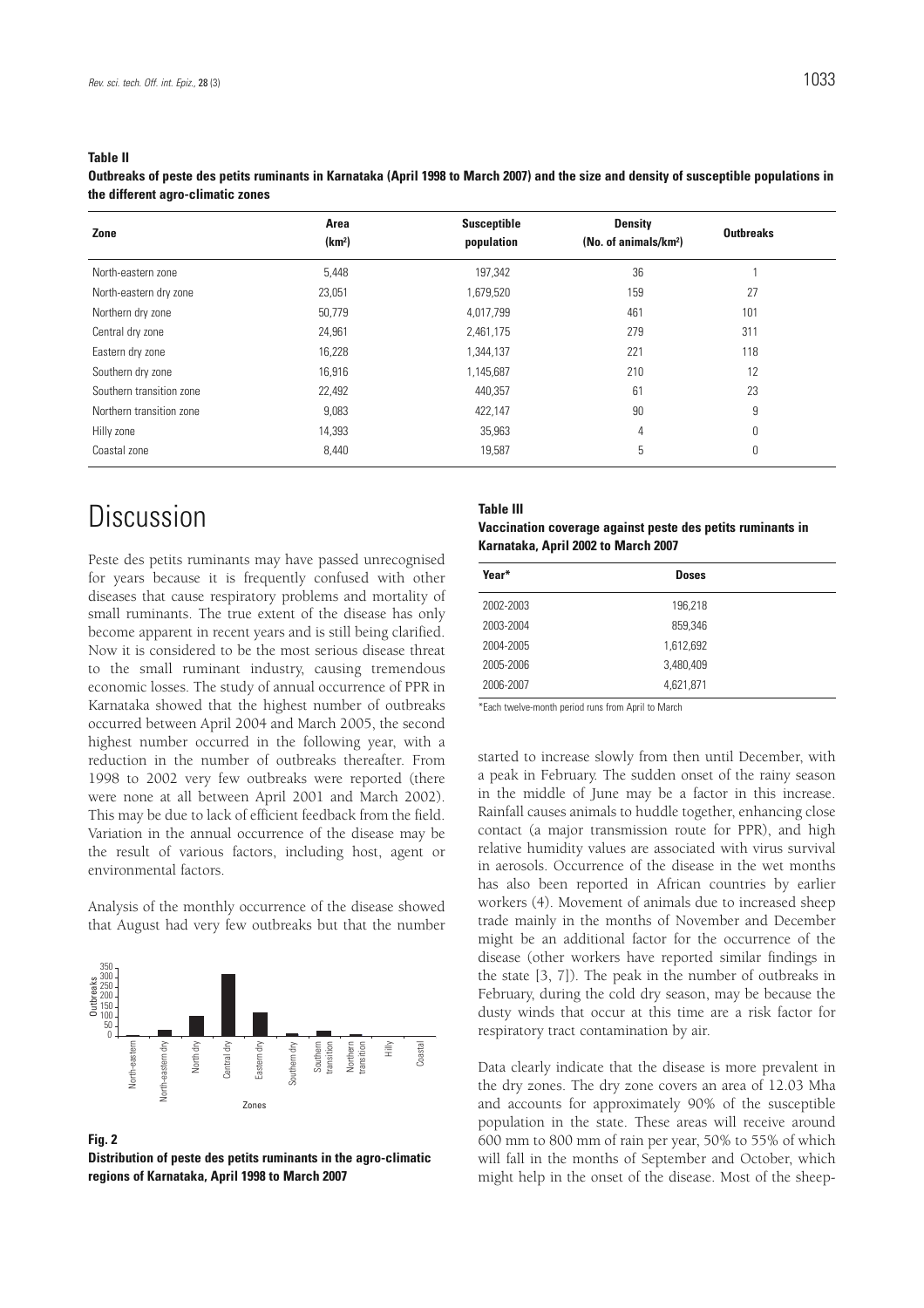**Table II**
**Outbreaks of peste des petits ruminants in Karnataka (April 1998 to March 2007) and the size and density of susceptible populations in the different agro-climatic zones**

| Zone | Area ($km^2$) | Susceptible population | Density (No. of animals/$km^2$) | Outbreaks |
|---|---|---|---|---|
| North-eastern zone | 5,448 | 197,342 | 36 | 1 |
| North-eastern dry zone | 23,051 | 1,679,520 | 159 | 27 |
| Northern dry zone | 50,779 | 4,017,799 | 461 | 101 |
| Central dry zone | 24,961 | 2,461,175 | 279 | 311 |
| Eastern dry zone | 16,228 | 1,344,137 | 221 | 118 |
| Southern dry zone | 16,916 | 1,145,687 | 210 | 12 |
| Southern transition zone | 22,492 | 440,357 | 61 | 23 |
| Northern transition zone | 9,083 | 422,147 | 90 | 9 |
| Hilly zone | 14,393 | 35,963 | 4 | 0 |
| Coastal zone | 8,440 | 19,587 | 5 | 0 |

# Discussion

Peste des petits ruminants may have passed unrecognised for years because it is frequently confused with other diseases that cause respiratory problems and mortality of small ruminants. The true extent of the disease has only become apparent in recent years and is still being clarified. Now it is considered to be the most serious disease threat to the small ruminant industry, causing tremendous economic losses. The study of annual occurrence of PPR in Karnataka showed that the highest number of outbreaks occurred between April 2004 and March 2005, the second highest number occurred in the following year, with a reduction in the number of outbreaks thereafter. From 1998 to 2002 very few outbreaks were reported (there were none at all between April 2001 and March 2002). This may be due to lack of efficient feedback from the field. Variation in the annual occurrence of the disease may be the result of various factors, including host, agent or environmental factors.

Analysis of the monthly occurrence of the disease showed that August had very few outbreaks but that the number started to increase slowly from then until December, with a peak in February. The sudden onset of the rainy season in the middle of June may be a factor in this increase. Rainfall causes animals to huddle together, enhancing close contact (a major transmission route for PPR), and high relative humidity values are associated with virus survival in aerosols. Occurrence of the disease in the wet months has also been reported in African countries by earlier workers (4). Movement of animals due to increased sheep trade mainly in the months of November and December might be an additional factor for the occurrence of the disease (other workers have reported similar findings in the state [3, 7]). The peak in the number of outbreaks in February, during the cold dry season, may be because the dusty winds that occur at this time are a risk factor for respiratory tract contamination by air.

**Fig. 2**
**Distribution of peste des petits ruminants in the agro-climatic regions of Karnataka, April 1998 to March 2007**

**Table III**
**Vaccination coverage against peste des petits ruminants in Karnataka, April 2002 to March 2007**

| Year* | Doses |
|---|---|
| 2002-2003 | 196,218 |
| 2003-2004 | 859,346 |
| 2004-2005 | 1,612,692 |
| 2005-2006 | 3,480,409 |
| 2006-2007 | 4,621,871 |

*Each twelve-month period runs from April to March

Data clearly indicate that the disease is more prevalent in the dry zones. The dry zone covers an area of 12.03 Mha and accounts for approximately 90% of the susceptible population in the state. These areas will receive around 600 mm to 800 mm of rain per year, 50% to 55% of which will fall in the months of September and October, which might help in the onset of the disease. Most of the sheep-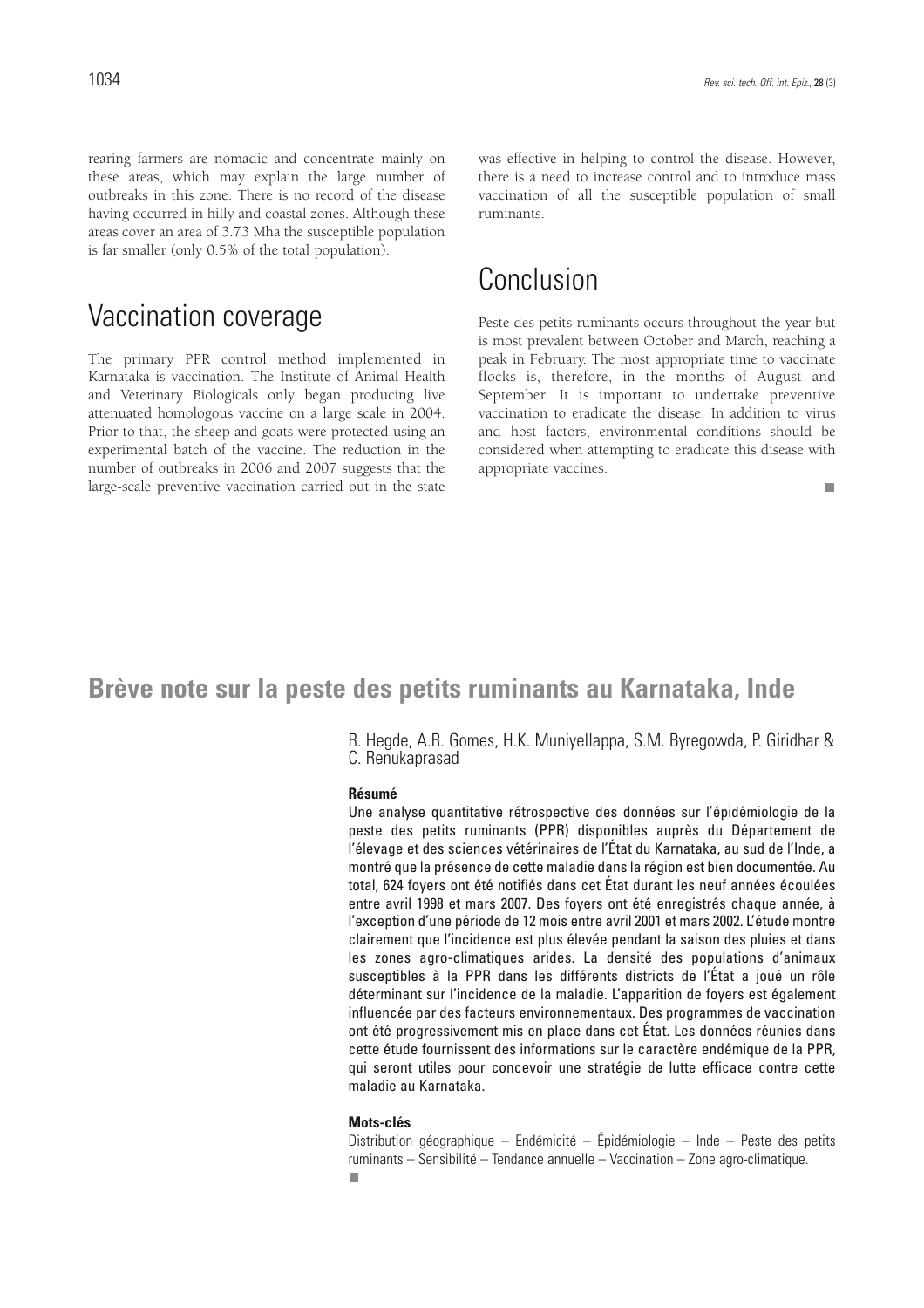rearing farmers are nomadic and concentrate mainly on these areas, which may explain the large number of outbreaks in this zone. There is no record of the disease having occurred in hilly and coastal zones. Although these areas cover an area of 3.73 Mha the susceptible population is far smaller (only 0.5% of the total population).

## Vaccination coverage

The primary PPR control method implemented in Karnataka is vaccination. The Institute of Animal Health and Veterinary Biologicals only began producing live attenuated homologous vaccine on a large scale in 2004. Prior to that, the sheep and goats were protected using an experimental batch of the vaccine. The reduction in the number of outbreaks in 2006 and 2007 suggests that the large-scale preventive vaccination carried out in the state was effective in helping to control the disease. However, there is a need to increase control and to introduce mass vaccination of all the susceptible population of small ruminants.

## Conclusion

Peste des petits ruminants occurs throughout the year but is most prevalent between October and March, reaching a peak in February. The most appropriate time to vaccinate flocks is, therefore, in the months of August and September. It is important to undertake preventive vaccination to eradicate the disease. In addition to virus and host factors, environmental conditions should be considered when attempting to eradicate this disease with appropriate vaccines.

# Brève note sur la peste des petits ruminants au Karnataka, Inde

R. Hegde, A.R. Gomes, H.K. Muniyellappa, S.M. Byregowda, P. Giridhar & C. Renukaprasad

### Résumé

Une analyse quantitative rétrospective des données sur l'épidémiologie de la peste des petits ruminants (PPR) disponibles auprès du Département de l'élevage et des sciences vétérinaires de l'État du Karnataka, au sud de l'Inde, a montré que la présence de cette maladie dans la région est bien documentée. Au total, 624 foyers ont été notifiés dans cet État durant les neuf années écoulées entre avril 1998 et mars 2007. Des foyers ont été enregistrés chaque année, à l'exception d'une période de 12 mois entre avril 2001 et mars 2002. L'étude montre clairement que l'incidence est plus élevée pendant la saison des pluies et dans les zones agro-climatiques arides. La densité des populations d'animaux susceptibles à la PPR dans les différents districts de l'État a joué un rôle déterminant sur l'incidence de la maladie. L'apparition de foyers est également influencée par des facteurs environnementaux. Des programmes de vaccination ont été progressivement mis en place dans cet État. Les données réunies dans cette étude fournissent des informations sur le caractère endémique de la PPR, qui seront utiles pour concevoir une stratégie de lutte efficace contre cette maladie au Karnataka.

### Mots-clés

Distribution géographique – Endémicité – Épidémiologie – Inde – Peste des petits ruminants – Sensibilité – Tendance annuelle – Vaccination – Zone agro-climatique.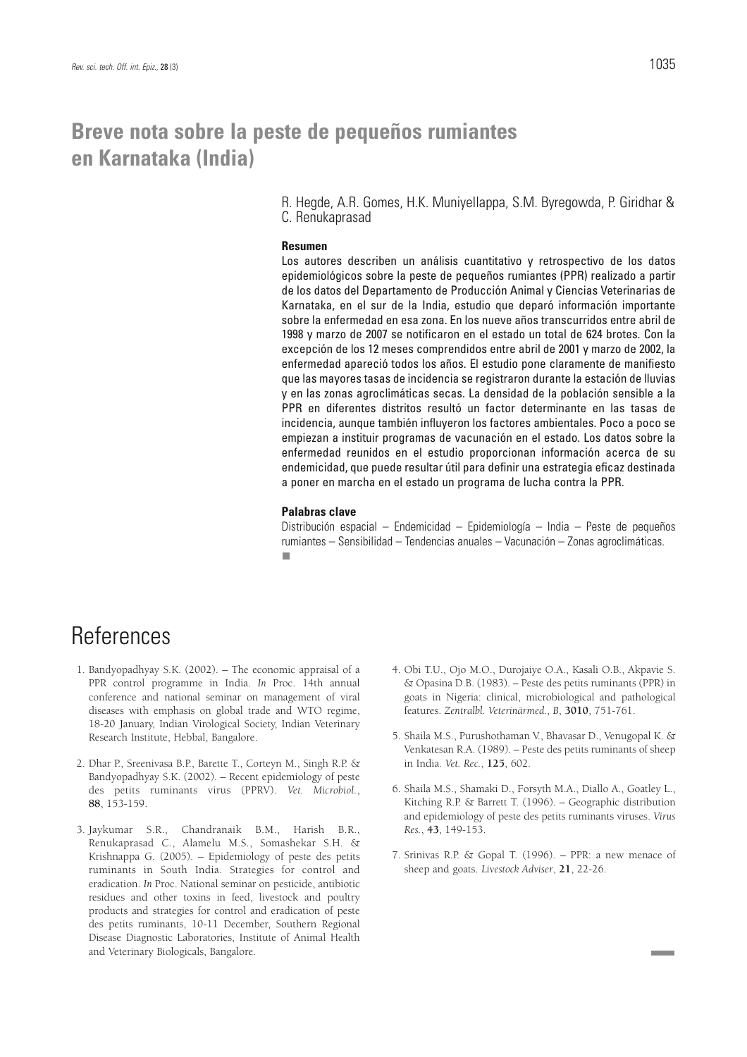# Breve nota sobre la peste de pequeños rumiantes en Karnataka (India)

R. Hegde, A.R. Gomes, H.K. Muniyellappa, S.M. Byregowda, P. Giridhar & C. Renukaprasad

### Resumen

Los autores describen un análisis cuantitativo y retrospectivo de los datos epidemiológicos sobre la peste de pequeños rumiantes (PPR) realizado a partir de los datos del Departamento de Producción Animal y Ciencias Veterinarias de Karnataka, en el sur de la India, estudio que deparó información importante sobre la enfermedad en esa zona. En los nueve años transcurridos entre abril de 1998 y marzo de 2007 se notificaron en el estado un total de 624 brotes. Con la excepción de los 12 meses comprendidos entre abril de 2001 y marzo de 2002, la enfermedad apareció todos los años. El estudio pone claramente de manifiesto que las mayores tasas de incidencia se registraron durante la estación de lluvias y en las zonas agroclimáticas secas. La densidad de la población sensible a la PPR en diferentes distritos resultó un factor determinante en las tasas de incidencia, aunque también influyeron los factores ambientales. Poco a poco se empiezan a instituir programas de vacunación en el estado. Los datos sobre la enfermedad reunidos en el estudio proporcionan información acerca de su endemicidad, que puede resultar útil para definir una estrategia eficaz destinada a poner en marcha en el estado un programa de lucha contra la PPR.

### Palabras clave

Distribución espacial – Endemicidad – Epidemiología – India – Peste de pequeños rumiantes – Sensibilidad – Tendencias anuales – Vacunación – Zonas agroclimáticas.

## References

1. Bandyopadhyay S.K. (2002). – The economic appraisal of a PPR control programme in India. *In* Proc. 14th annual conference and national seminar on management of viral diseases with emphasis on global trade and WTO regime, 18-20 January, Indian Virological Society, Indian Veterinary Research Institute, Hebbal, Bangalore.

2. Dhar P., Sreenivasa B.P., Barette T., Corteyn M., Singh R.P. & Bandyopadhyay S.K. (2002). – Recent epidemiology of peste des petits ruminants virus (PPRV). *Vet. Microbiol.*, **88**, 153-159.

3. Jaykumar S.R., Chandranaik B.M., Harish B.R., Renukaprasad C., Alamelu M.S., Somashekar S.H. & Krishnappa G. (2005). – Epidemiology of peste des petits ruminants in South India. Strategies for control and eradication. *In* Proc. National seminar on pesticide, antibiotic residues and other toxins in feed, livestock and poultry products and strategies for control and eradication of peste des petits ruminants, 10-11 December, Southern Regional Disease Diagnostic Laboratories, Institute of Animal Health and Veterinary Biologicals, Bangalore.

4. Obi T.U., Ojo M.O., Durojaiye O.A., Kasali O.B., Akpavie S. & Opasina D.B. (1983). – Peste des petits ruminants (PPR) in goats in Nigeria: clinical, microbiological and pathological features. *Zentralbl. Veterinärmed.*, *B*, **3010**, 751-761.

5. Shaila M.S., Purushothaman V., Bhavasar D., Venugopal K. & Venkatesan R.A. (1989). – Peste des petits ruminants of sheep in India. *Vet. Rec.*, **125**, 602.

6. Shaila M.S., Shamaki D., Forsyth M.A., Diallo A., Goatley L., Kitching R.P. & Barrett T. (1996). – Geographic distribution and epidemiology of peste des petits ruminants viruses. *Virus Res.*, **43**, 149-153.

7. Srinivas R.P. & Gopal T. (1996). – PPR: a new menace of sheep and goats. *Livestock Adviser*, **21**, 22-26.